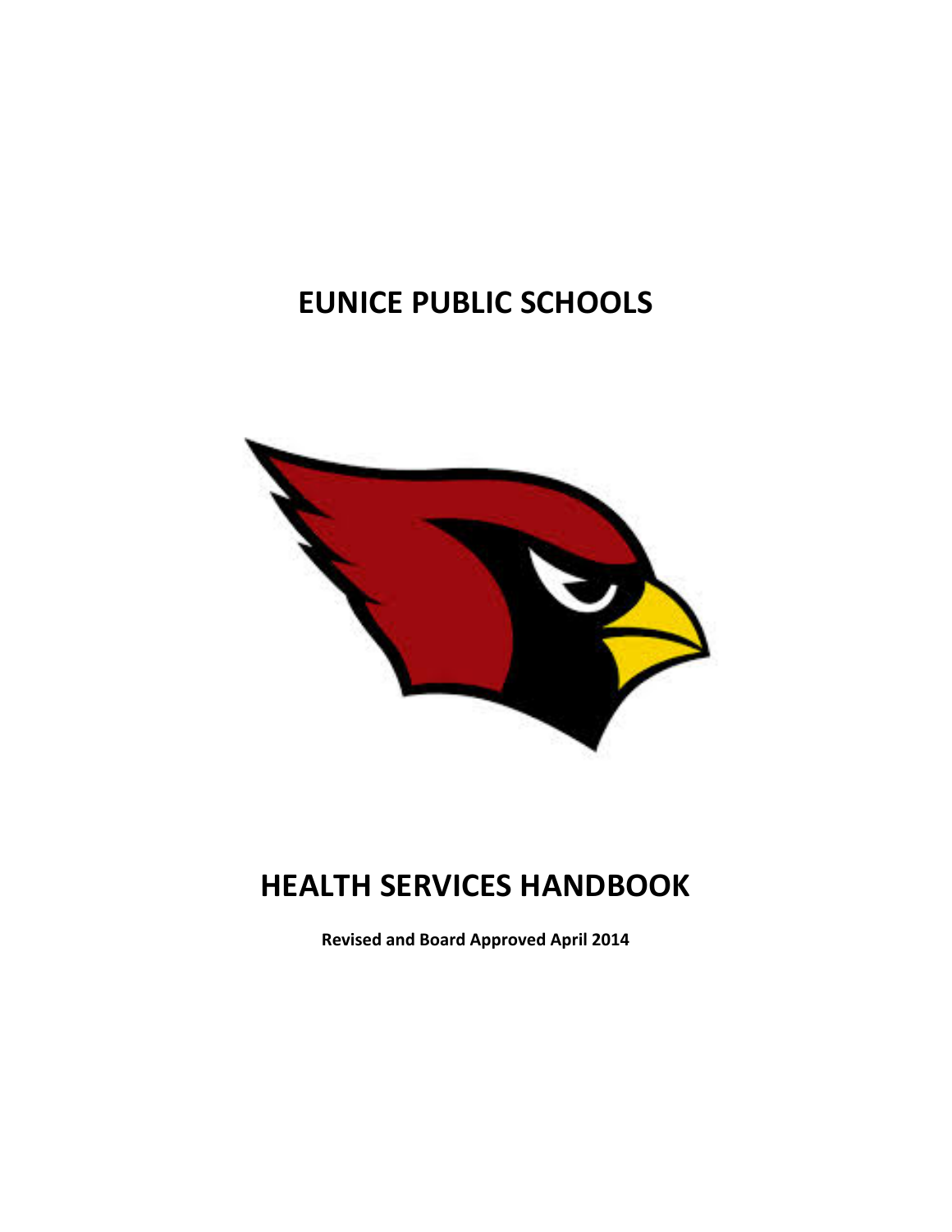# EUNICE PUBLIC SCHOOLS

# HEALTH SERVICES HANDBOOK

**Revised and Board Approved April 2014**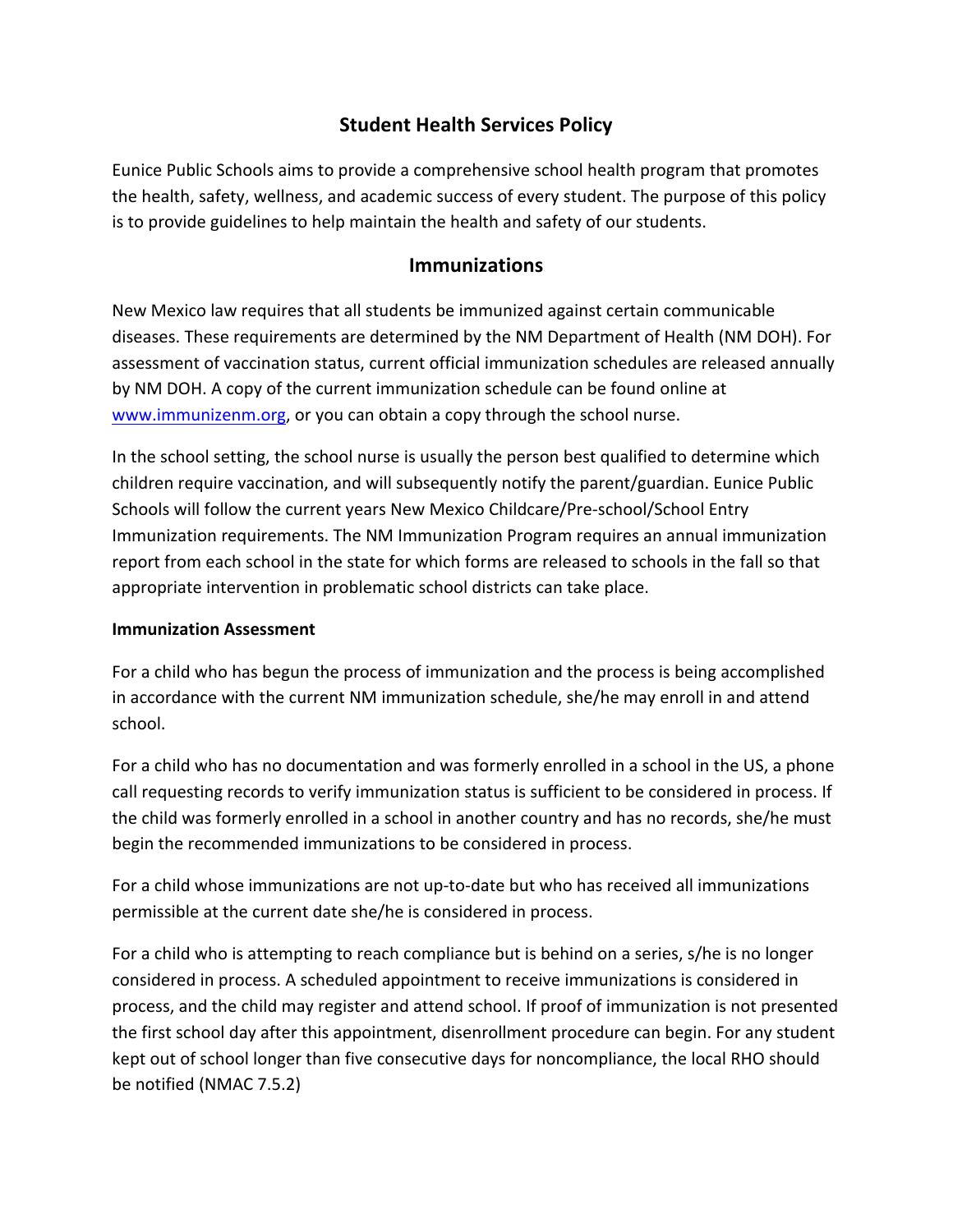# Student Health Services Policy

Eunice Public Schools aims to provide a comprehensive school health program that promotes the health, safety, wellness, and academic success of every student. The purpose of this policy is to provide guidelines to help maintain the health and safety of our students.

## Immunizations

New Mexico law requires that all students be immunized against certain communicable diseases. These requirements are determined by the NM Department of Health (NM DOH). For assessment of vaccination status, current official immunization schedules are released annually by NM DOH. A copy of the current immunization schedule can be found online at www.immunizenm.org, or you can obtain a copy through the school nurse.

In the school setting, the school nurse is usually the person best qualified to determine which children require vaccination, and will subsequently notify the parent/guardian. Eunice Public Schools will follow the current years New Mexico Childcare/Pre-school/School Entry Immunization requirements. The NM Immunization Program requires an annual immunization report from each school in the state for which forms are released to schools in the fall so that appropriate intervention in problematic school districts can take place.

**Immunization Assessment**

For a child who has begun the process of immunization and the process is being accomplished in accordance with the current NM immunization schedule, she/he may enroll in and attend school.

For a child who has no documentation and was formerly enrolled in a school in the US, a phone call requesting records to verify immunization status is sufficient to be considered in process. If the child was formerly enrolled in a school in another country and has no records, she/he must begin the recommended immunizations to be considered in process.

For a child whose immunizations are not up-to-date but who has received all immunizations permissible at the current date she/he is considered in process.

For a child who is attempting to reach compliance but is behind on a series, s/he is no longer considered in process. A scheduled appointment to receive immunizations is considered in process, and the child may register and attend school. If proof of immunization is not presented the first school day after this appointment, disenrollment procedure can begin. For any student kept out of school longer than five consecutive days for noncompliance, the local RHO should be notified (NMAC 7.5.2)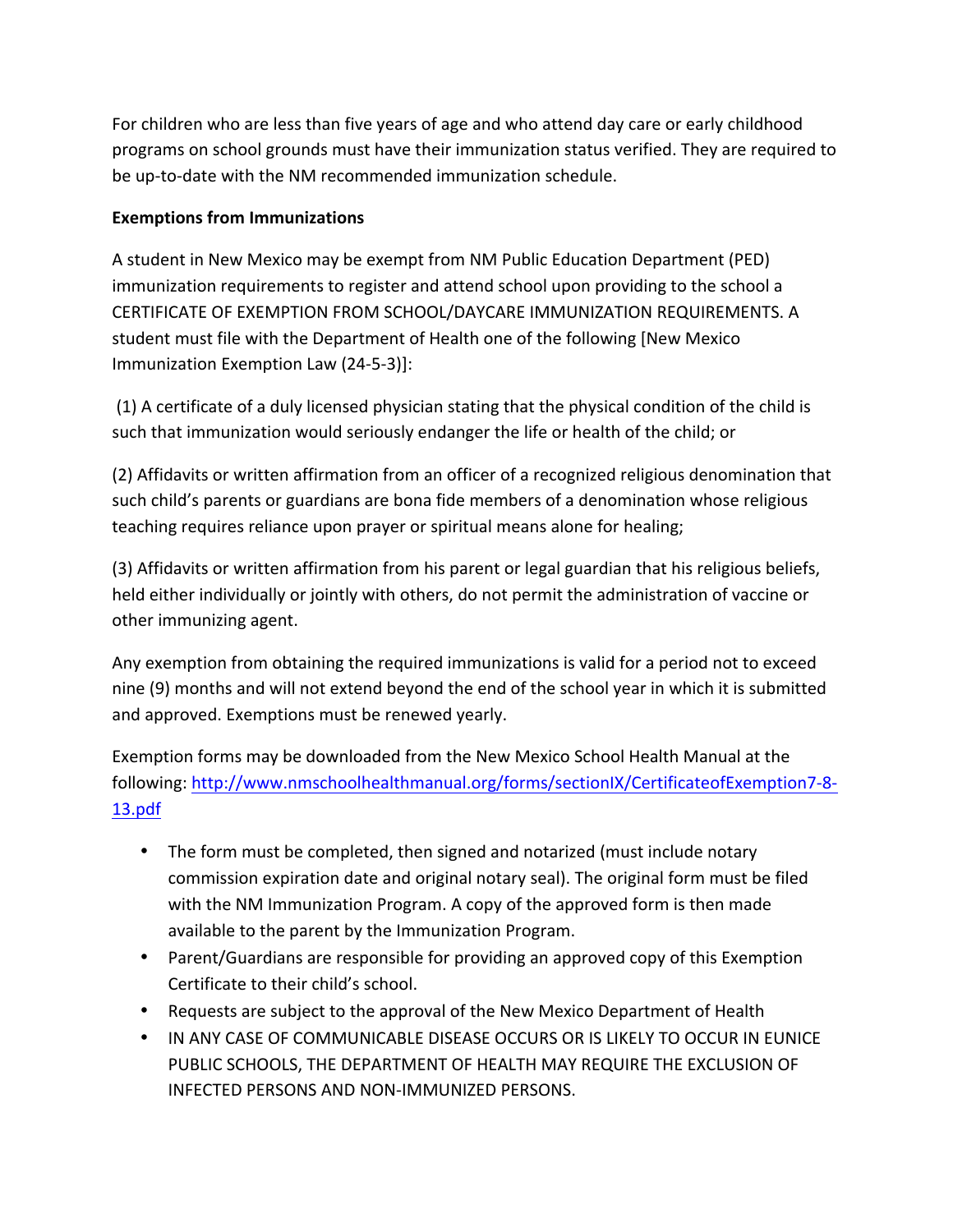For children who are less than five years of age and who attend day care or early childhood programs on school grounds must have their immunization status verified. They are required to be up-to-date with the NM recommended immunization schedule.

**Exemptions from Immunizations**

A student in New Mexico may be exempt from NM Public Education Department (PED) immunization requirements to register and attend school upon providing to the school a CERTIFICATE OF EXEMPTION FROM SCHOOL/DAYCARE IMMUNIZATION REQUIREMENTS. A student must file with the Department of Health one of the following [New Mexico Immunization Exemption Law (24-5-3)]:

(1) A certificate of a duly licensed physician stating that the physical condition of the child is such that immunization would seriously endanger the life or health of the child; or

(2) Affidavits or written affirmation from an officer of a recognized religious denomination that such child's parents or guardians are bona fide members of a denomination whose religious teaching requires reliance upon prayer or spiritual means alone for healing;

(3) Affidavits or written affirmation from his parent or legal guardian that his religious beliefs, held either individually or jointly with others, do not permit the administration of vaccine or other immunizing agent.

Any exemption from obtaining the required immunizations is valid for a period not to exceed nine (9) months and will not extend beyond the end of the school year in which it is submitted and approved. Exemptions must be renewed yearly.

Exemption forms may be downloaded from the New Mexico School Health Manual at the following: http://www.nmschoolhealthmanual.org/forms/sectionIX/CertificateofExemption7-8-13.pdf

- The form must be completed, then signed and notarized (must include notary commission expiration date and original notary seal). The original form must be filed with the NM Immunization Program. A copy of the approved form is then made available to the parent by the Immunization Program.
- Parent/Guardians are responsible for providing an approved copy of this Exemption Certificate to their child's school.
- Requests are subject to the approval of the New Mexico Department of Health
- IN ANY CASE OF COMMUNICABLE DISEASE OCCURS OR IS LIKELY TO OCCUR IN EUNICE PUBLIC SCHOOLS, THE DEPARTMENT OF HEALTH MAY REQUIRE THE EXCLUSION OF INFECTED PERSONS AND NON-IMMUNIZED PERSONS.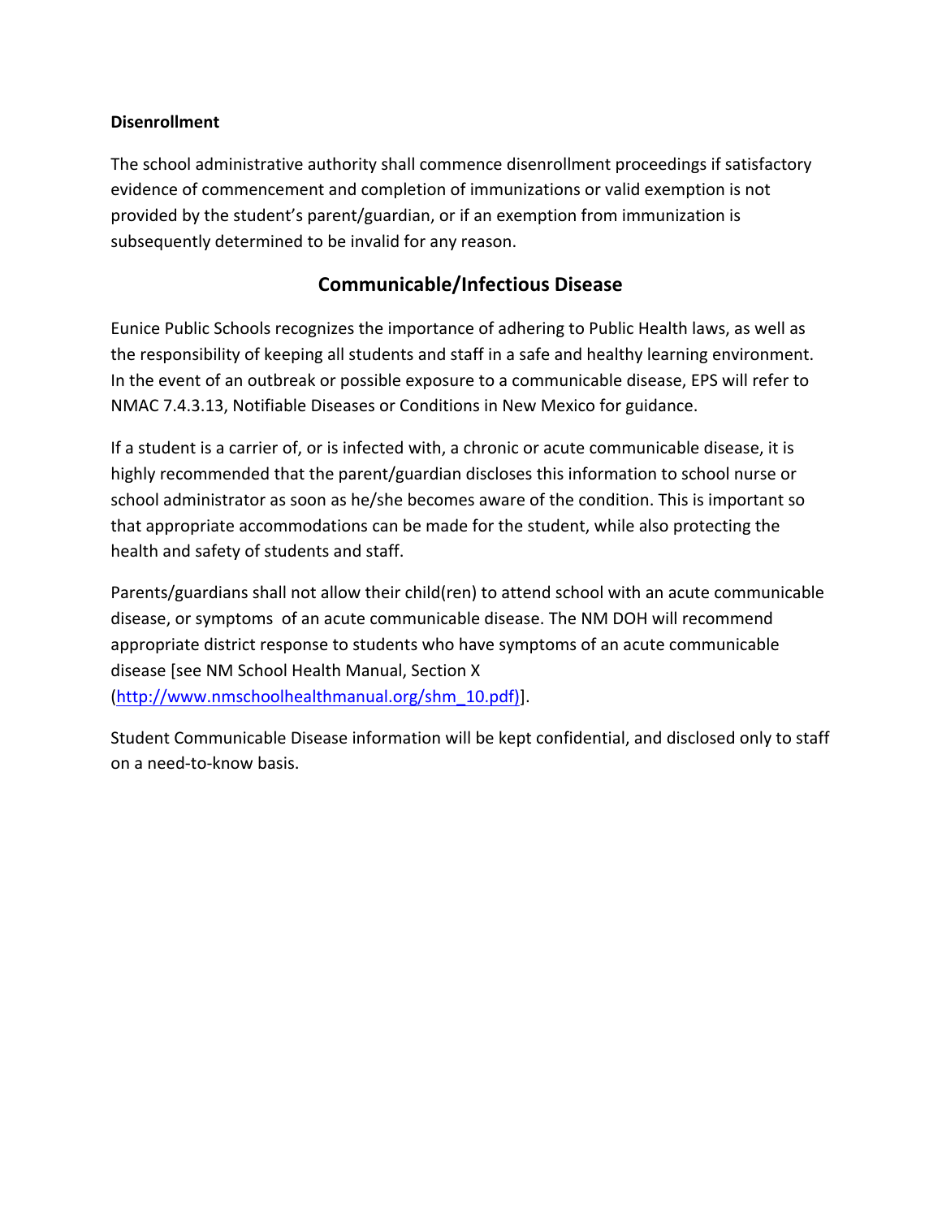**Disenrollment**

The school administrative authority shall commence disenrollment proceedings if satisfactory evidence of commencement and completion of immunizations or valid exemption is not provided by the student's parent/guardian, or if an exemption from immunization is subsequently determined to be invalid for any reason.

## Communicable/Infectious Disease

Eunice Public Schools recognizes the importance of adhering to Public Health laws, as well as the responsibility of keeping all students and staff in a safe and healthy learning environment. In the event of an outbreak or possible exposure to a communicable disease, EPS will refer to NMAC 7.4.3.13, Notifiable Diseases or Conditions in New Mexico for guidance.

If a student is a carrier of, or is infected with, a chronic or acute communicable disease, it is highly recommended that the parent/guardian discloses this information to school nurse or school administrator as soon as he/she becomes aware of the condition. This is important so that appropriate accommodations can be made for the student, while also protecting the health and safety of students and staff.

Parents/guardians shall not allow their child(ren) to attend school with an acute communicable disease, or symptoms of an acute communicable disease. The NM DOH will recommend appropriate district response to students who have symptoms of an acute communicable disease [see NM School Health Manual, Section X (http://www.nmschoolhealthmanual.org/shm_10.pdf)].

Student Communicable Disease information will be kept confidential, and disclosed only to staff on a need-to-know basis.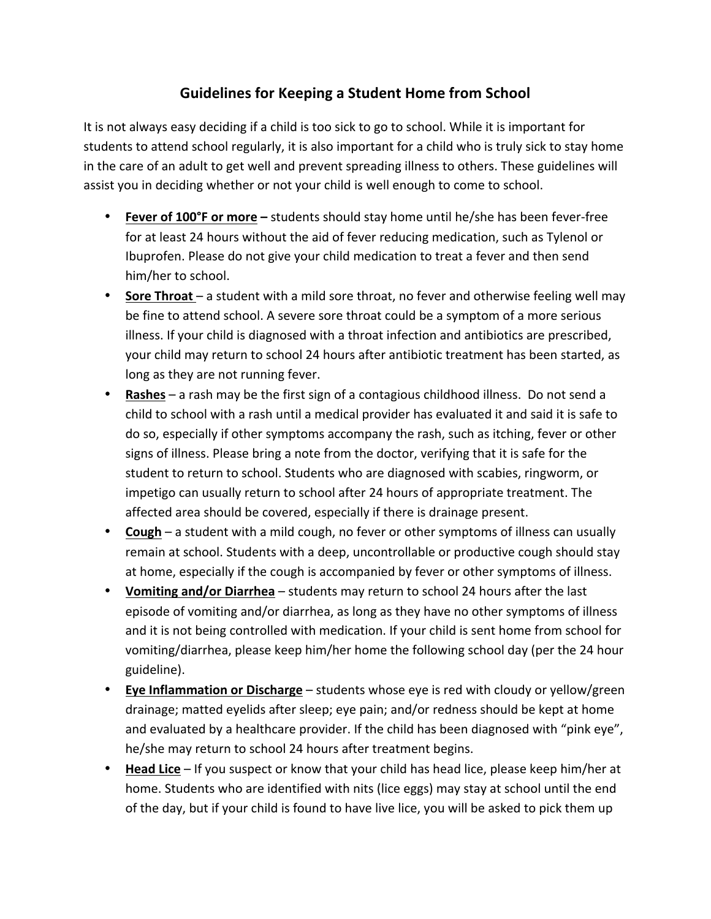## Guidelines for Keeping a Student Home from School

It is not always easy deciding if a child is too sick to go to school. While it is important for students to attend school regularly, it is also important for a child who is truly sick to stay home in the care of an adult to get well and prevent spreading illness to others. These guidelines will assist you in deciding whether or not your child is well enough to come to school.

- **Fever of 100°F or more –** students should stay home until he/she has been fever-free for at least 24 hours without the aid of fever reducing medication, such as Tylenol or Ibuprofen. Please do not give your child medication to treat a fever and then send him/her to school.
- **Sore Throat** – a student with a mild sore throat, no fever and otherwise feeling well may be fine to attend school. A severe sore throat could be a symptom of a more serious illness. If your child is diagnosed with a throat infection and antibiotics are prescribed, your child may return to school 24 hours after antibiotic treatment has been started, as long as they are not running fever.
- **Rashes** – a rash may be the first sign of a contagious childhood illness. Do not send a child to school with a rash until a medical provider has evaluated it and said it is safe to do so, especially if other symptoms accompany the rash, such as itching, fever or other signs of illness. Please bring a note from the doctor, verifying that it is safe for the student to return to school. Students who are diagnosed with scabies, ringworm, or impetigo can usually return to school after 24 hours of appropriate treatment. The affected area should be covered, especially if there is drainage present.
- **Cough** – a student with a mild cough, no fever or other symptoms of illness can usually remain at school. Students with a deep, uncontrollable or productive cough should stay at home, especially if the cough is accompanied by fever or other symptoms of illness.
- **Vomiting and/or Diarrhea** – students may return to school 24 hours after the last episode of vomiting and/or diarrhea, as long as they have no other symptoms of illness and it is not being controlled with medication. If your child is sent home from school for vomiting/diarrhea, please keep him/her home the following school day (per the 24 hour guideline).
- **Eye Inflammation or Discharge** – students whose eye is red with cloudy or yellow/green drainage; matted eyelids after sleep; eye pain; and/or redness should be kept at home and evaluated by a healthcare provider. If the child has been diagnosed with "pink eye", he/she may return to school 24 hours after treatment begins.
- **Head Lice** – If you suspect or know that your child has head lice, please keep him/her at home. Students who are identified with nits (lice eggs) may stay at school until the end of the day, but if your child is found to have live lice, you will be asked to pick them up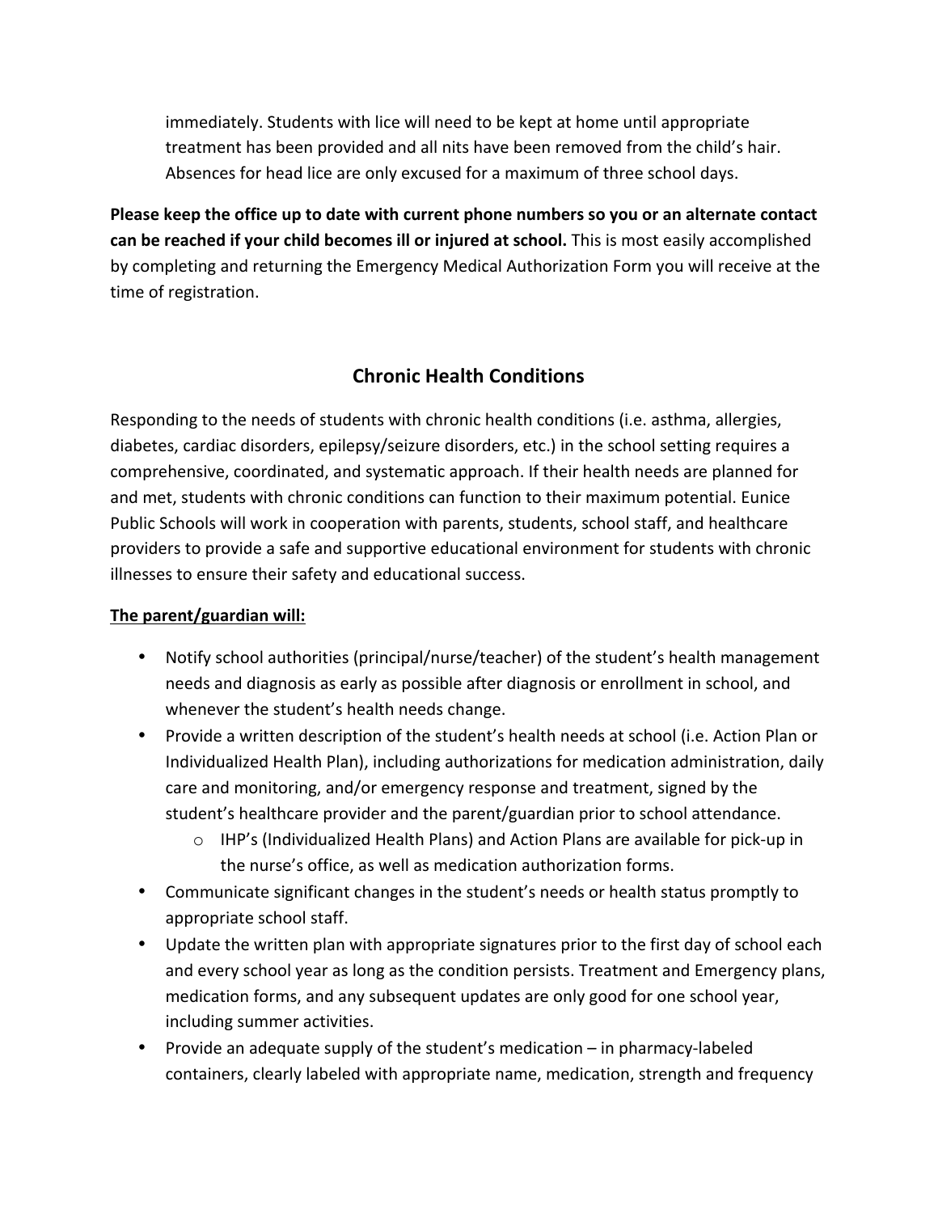immediately. Students with lice will need to be kept at home until appropriate treatment has been provided and all nits have been removed from the child's hair. Absences for head lice are only excused for a maximum of three school days.

**Please keep the office up to date with current phone numbers so you or an alternate contact can be reached if your child becomes ill or injured at school.** This is most easily accomplished by completing and returning the Emergency Medical Authorization Form you will receive at the time of registration.

## Chronic Health Conditions

Responding to the needs of students with chronic health conditions (i.e. asthma, allergies, diabetes, cardiac disorders, epilepsy/seizure disorders, etc.) in the school setting requires a comprehensive, coordinated, and systematic approach. If their health needs are planned for and met, students with chronic conditions can function to their maximum potential. Eunice Public Schools will work in cooperation with parents, students, school staff, and healthcare providers to provide a safe and supportive educational environment for students with chronic illnesses to ensure their safety and educational success.

**The parent/guardian will:**

- Notify school authorities (principal/nurse/teacher) of the student's health management needs and diagnosis as early as possible after diagnosis or enrollment in school, and whenever the student's health needs change.
- Provide a written description of the student's health needs at school (i.e. Action Plan or Individualized Health Plan), including authorizations for medication administration, daily care and monitoring, and/or emergency response and treatment, signed by the student's healthcare provider and the parent/guardian prior to school attendance.
  - IHP's (Individualized Health Plans) and Action Plans are available for pick-up in the nurse's office, as well as medication authorization forms.
- Communicate significant changes in the student's needs or health status promptly to appropriate school staff.
- Update the written plan with appropriate signatures prior to the first day of school each and every school year as long as the condition persists. Treatment and Emergency plans, medication forms, and any subsequent updates are only good for one school year, including summer activities.
- Provide an adequate supply of the student's medication – in pharmacy-labeled containers, clearly labeled with appropriate name, medication, strength and frequency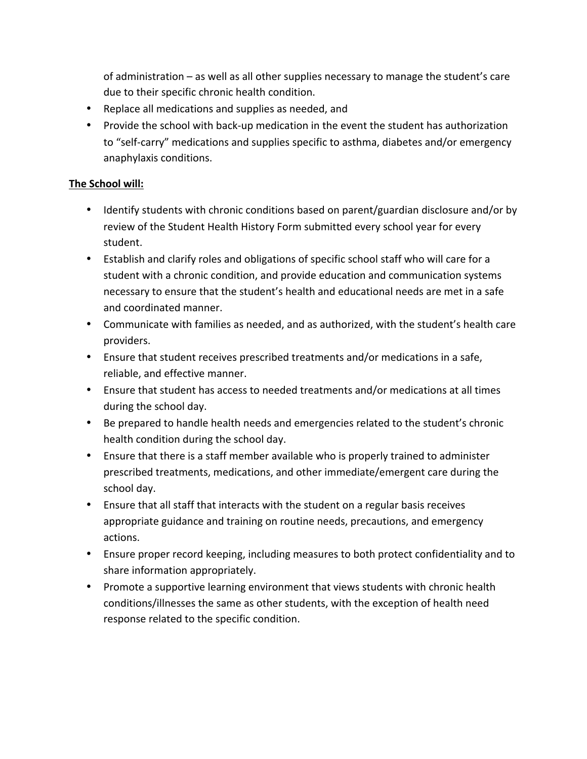of administration – as well as all other supplies necessary to manage the student's care due to their specific chronic health condition.

- Replace all medications and supplies as needed, and
- Provide the school with back-up medication in the event the student has authorization to "self-carry" medications and supplies specific to asthma, diabetes and/or emergency anaphylaxis conditions.

**The School will:**

- Identify students with chronic conditions based on parent/guardian disclosure and/or by review of the Student Health History Form submitted every school year for every student.
- Establish and clarify roles and obligations of specific school staff who will care for a student with a chronic condition, and provide education and communication systems necessary to ensure that the student's health and educational needs are met in a safe and coordinated manner.
- Communicate with families as needed, and as authorized, with the student's health care providers.
- Ensure that student receives prescribed treatments and/or medications in a safe, reliable, and effective manner.
- Ensure that student has access to needed treatments and/or medications at all times during the school day.
- Be prepared to handle health needs and emergencies related to the student's chronic health condition during the school day.
- Ensure that there is a staff member available who is properly trained to administer prescribed treatments, medications, and other immediate/emergent care during the school day.
- Ensure that all staff that interacts with the student on a regular basis receives appropriate guidance and training on routine needs, precautions, and emergency actions.
- Ensure proper record keeping, including measures to both protect confidentiality and to share information appropriately.
- Promote a supportive learning environment that views students with chronic health conditions/illnesses the same as other students, with the exception of health need response related to the specific condition.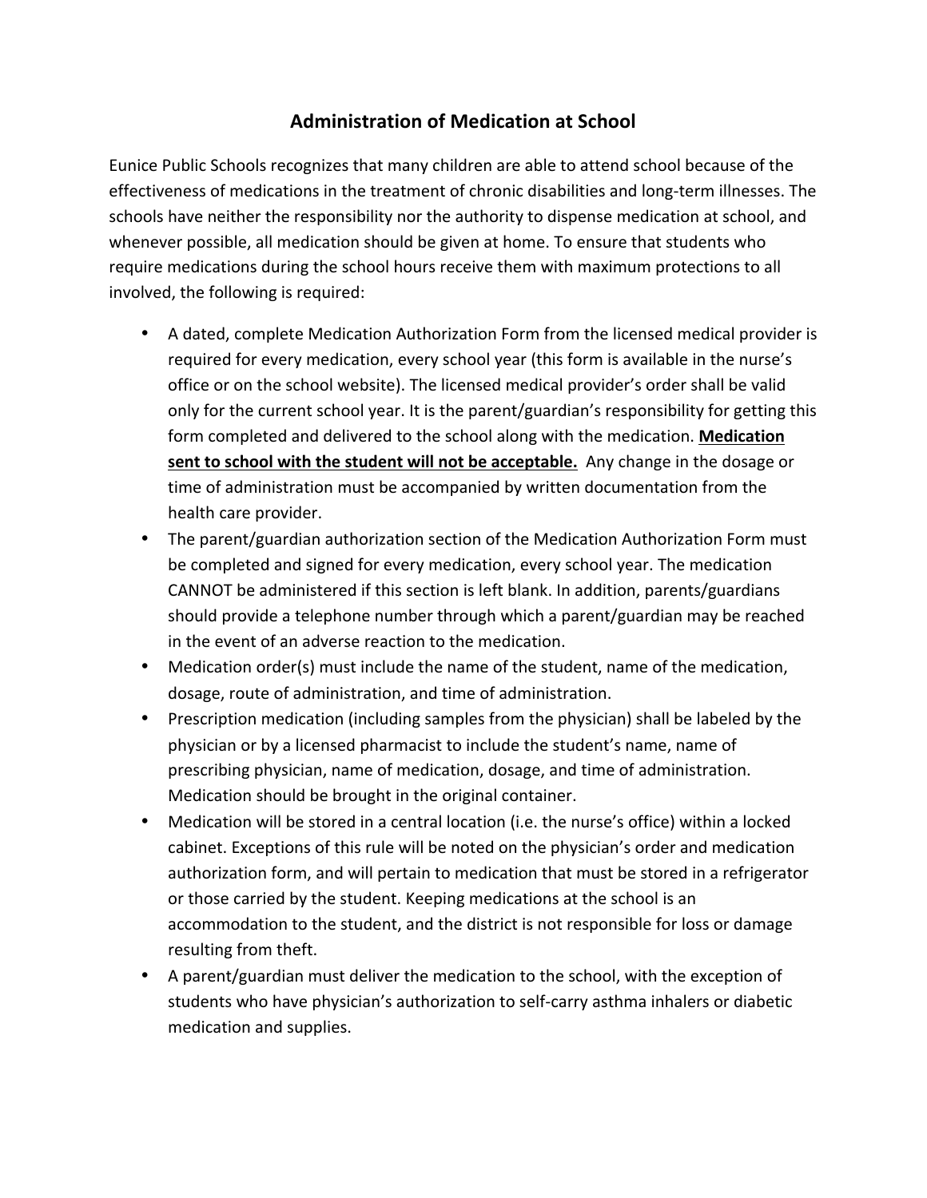## Administration of Medication at School

Eunice Public Schools recognizes that many children are able to attend school because of the effectiveness of medications in the treatment of chronic disabilities and long-term illnesses. The schools have neither the responsibility nor the authority to dispense medication at school, and whenever possible, all medication should be given at home. To ensure that students who require medications during the school hours receive them with maximum protections to all involved, the following is required:

- A dated, complete Medication Authorization Form from the licensed medical provider is required for every medication, every school year (this form is available in the nurse's office or on the school website). The licensed medical provider's order shall be valid only for the current school year. It is the parent/guardian's responsibility for getting this form completed and delivered to the school along with the medication. **<u>Medication sent to school with the student will not be acceptable.</u>** Any change in the dosage or time of administration must be accompanied by written documentation from the health care provider.
- The parent/guardian authorization section of the Medication Authorization Form must be completed and signed for every medication, every school year. The medication CANNOT be administered if this section is left blank. In addition, parents/guardians should provide a telephone number through which a parent/guardian may be reached in the event of an adverse reaction to the medication.
- Medication order(s) must include the name of the student, name of the medication, dosage, route of administration, and time of administration.
- Prescription medication (including samples from the physician) shall be labeled by the physician or by a licensed pharmacist to include the student's name, name of prescribing physician, name of medication, dosage, and time of administration. Medication should be brought in the original container.
- Medication will be stored in a central location (i.e. the nurse's office) within a locked cabinet. Exceptions of this rule will be noted on the physician's order and medication authorization form, and will pertain to medication that must be stored in a refrigerator or those carried by the student. Keeping medications at the school is an accommodation to the student, and the district is not responsible for loss or damage resulting from theft.
- A parent/guardian must deliver the medication to the school, with the exception of students who have physician's authorization to self-carry asthma inhalers or diabetic medication and supplies.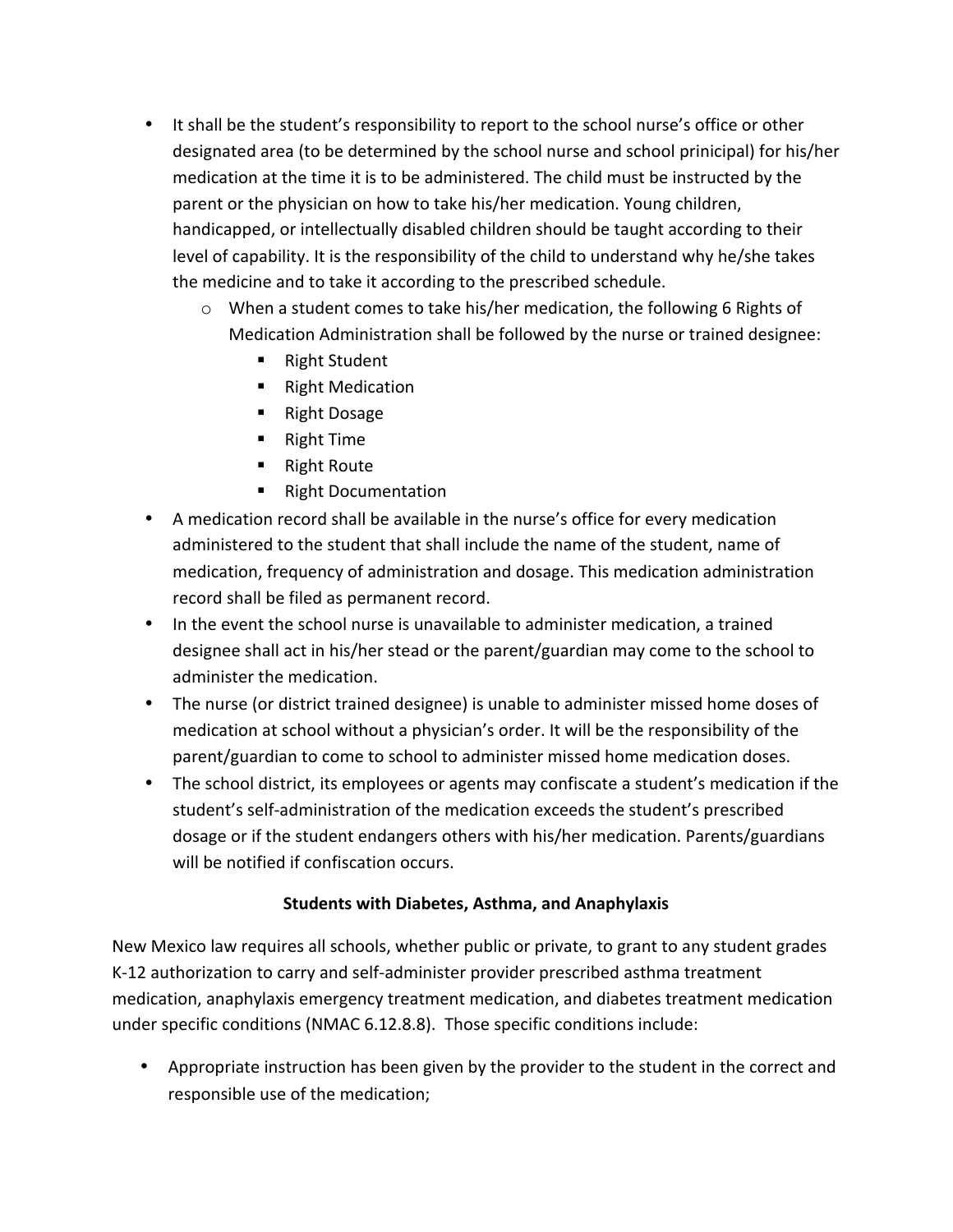- It shall be the student's responsibility to report to the school nurse's office or other designated area (to be determined by the school nurse and school prinicipal) for his/her medication at the time it is to be administered. The child must be instructed by the parent or the physician on how to take his/her medication. Young children, handicapped, or intellectually disabled children should be taught according to their level of capability. It is the responsibility of the child to understand why he/she takes the medicine and to take it according to the prescribed schedule.
  - When a student comes to take his/her medication, the following 6 Rights of Medication Administration shall be followed by the nurse or trained designee:
    - Right Student
    - Right Medication
    - Right Dosage
    - Right Time
    - Right Route
    - Right Documentation
- A medication record shall be available in the nurse's office for every medication administered to the student that shall include the name of the student, name of medication, frequency of administration and dosage. This medication administration record shall be filed as permanent record.
- In the event the school nurse is unavailable to administer medication, a trained designee shall act in his/her stead or the parent/guardian may come to the school to administer the medication.
- The nurse (or district trained designee) is unable to administer missed home doses of medication at school without a physician's order. It will be the responsibility of the parent/guardian to come to school to administer missed home medication doses.
- The school district, its employees or agents may confiscate a student's medication if the student's self-administration of the medication exceeds the student's prescribed dosage or if the student endangers others with his/her medication. Parents/guardians will be notified if confiscation occurs.

**Students with Diabetes, Asthma, and Anaphylaxis**

New Mexico law requires all schools, whether public or private, to grant to any student grades K-12 authorization to carry and self-administer provider prescribed asthma treatment medication, anaphylaxis emergency treatment medication, and diabetes treatment medication under specific conditions (NMAC 6.12.8.8). Those specific conditions include:

- Appropriate instruction has been given by the provider to the student in the correct and responsible use of the medication;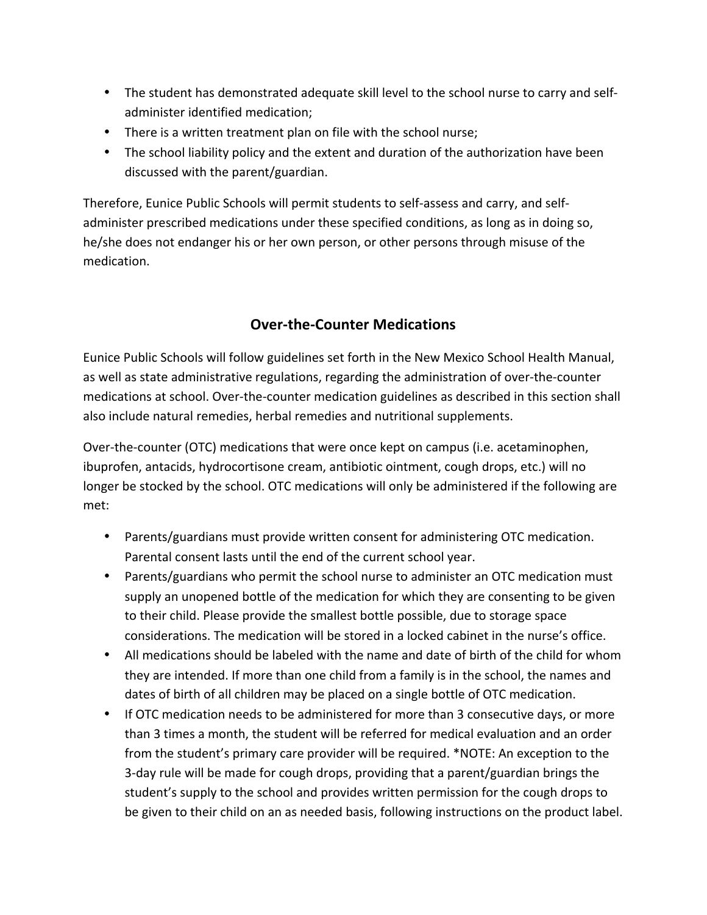- The student has demonstrated adequate skill level to the school nurse to carry and self-administer identified medication;
- There is a written treatment plan on file with the school nurse;
- The school liability policy and the extent and duration of the authorization have been discussed with the parent/guardian.

Therefore, Eunice Public Schools will permit students to self-assess and carry, and self-administer prescribed medications under these specified conditions, as long as in doing so, he/she does not endanger his or her own person, or other persons through misuse of the medication.

## Over-the-Counter Medications

Eunice Public Schools will follow guidelines set forth in the New Mexico School Health Manual, as well as state administrative regulations, regarding the administration of over-the-counter medications at school. Over-the-counter medication guidelines as described in this section shall also include natural remedies, herbal remedies and nutritional supplements.

Over-the-counter (OTC) medications that were once kept on campus (i.e. acetaminophen, ibuprofen, antacids, hydrocortisone cream, antibiotic ointment, cough drops, etc.) will no longer be stocked by the school. OTC medications will only be administered if the following are met:

- Parents/guardians must provide written consent for administering OTC medication. Parental consent lasts until the end of the current school year.
- Parents/guardians who permit the school nurse to administer an OTC medication must supply an unopened bottle of the medication for which they are consenting to be given to their child. Please provide the smallest bottle possible, due to storage space considerations. The medication will be stored in a locked cabinet in the nurse's office.
- All medications should be labeled with the name and date of birth of the child for whom they are intended. If more than one child from a family is in the school, the names and dates of birth of all children may be placed on a single bottle of OTC medication.
- If OTC medication needs to be administered for more than 3 consecutive days, or more than 3 times a month, the student will be referred for medical evaluation and an order from the student's primary care provider will be required. *NOTE: An exception to the 3-day rule will be made for cough drops, providing that a parent/guardian brings the student's supply to the school and provides written permission for the cough drops to be given to their child on an as needed basis, following instructions on the product label.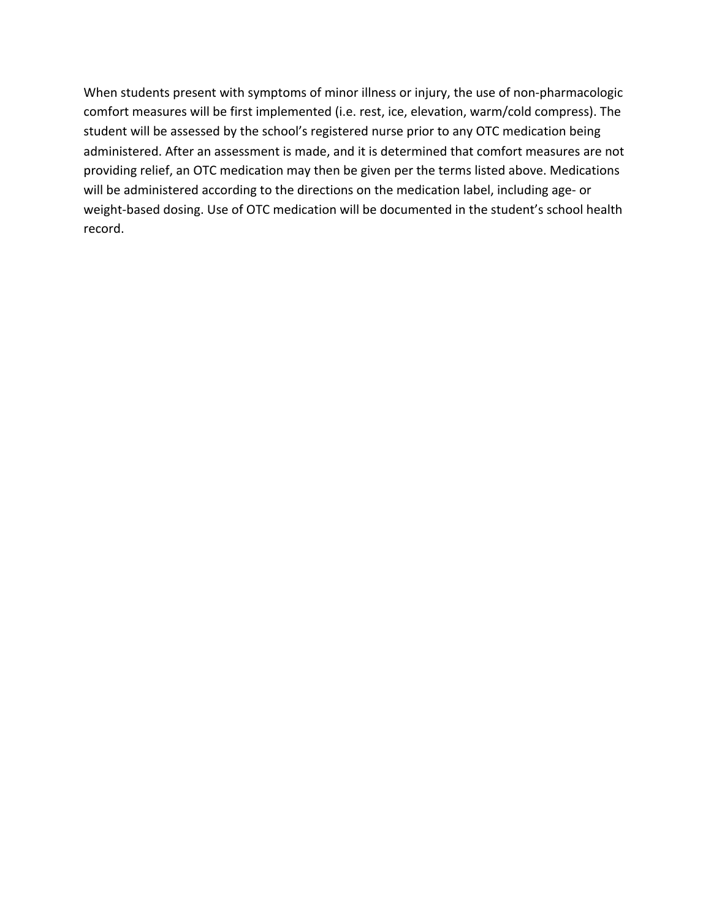When students present with symptoms of minor illness or injury, the use of non-pharmacologic comfort measures will be first implemented (i.e. rest, ice, elevation, warm/cold compress). The student will be assessed by the school's registered nurse prior to any OTC medication being administered. After an assessment is made, and it is determined that comfort measures are not providing relief, an OTC medication may then be given per the terms listed above. Medications will be administered according to the directions on the medication label, including age- or weight-based dosing. Use of OTC medication will be documented in the student's school health record.